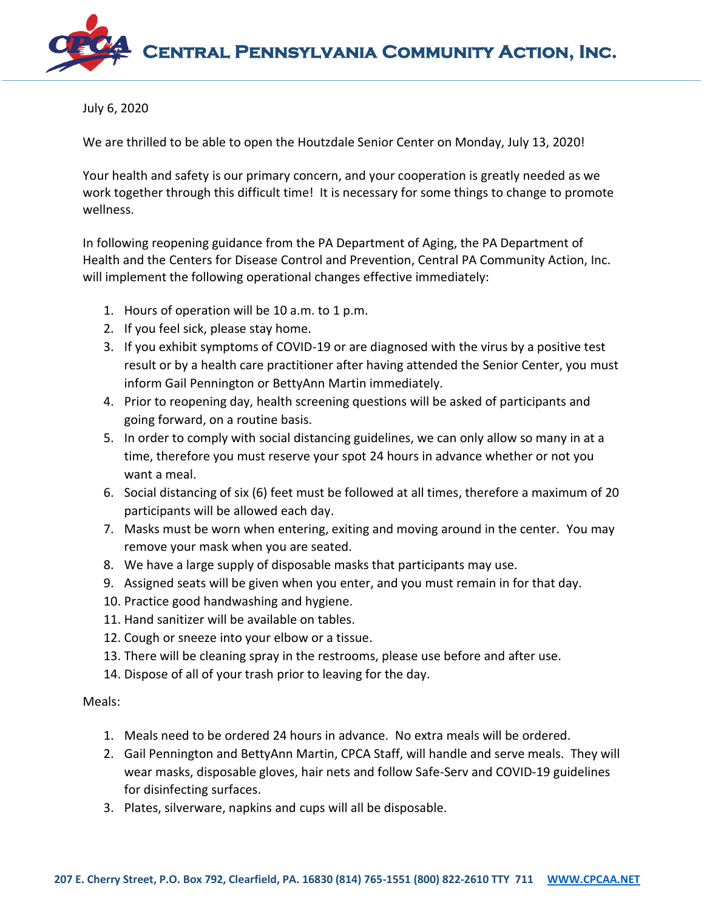# Central Pennsylvania Community Action, Inc.

July 6, 2020

We are thrilled to be able to open the Houtzdale Senior Center on Monday, July 13, 2020!

Your health and safety is our primary concern, and your cooperation is greatly needed as we work together through this difficult time! It is necessary for some things to change to promote wellness.

In following reopening guidance from the PA Department of Aging, the PA Department of Health and the Centers for Disease Control and Prevention, Central PA Community Action, Inc. will implement the following operational changes effective immediately:

1. Hours of operation will be 10 a.m. to 1 p.m.
2. If you feel sick, please stay home.
3. If you exhibit symptoms of COVID-19 or are diagnosed with the virus by a positive test result or by a health care practitioner after having attended the Senior Center, you must inform Gail Pennington or BettyAnn Martin immediately.
4. Prior to reopening day, health screening questions will be asked of participants and going forward, on a routine basis.
5. In order to comply with social distancing guidelines, we can only allow so many in at a time, therefore you must reserve your spot 24 hours in advance whether or not you want a meal.
6. Social distancing of six (6) feet must be followed at all times, therefore a maximum of 20 participants will be allowed each day.
7. Masks must be worn when entering, exiting and moving around in the center. You may remove your mask when you are seated.
8. We have a large supply of disposable masks that participants may use.
9. Assigned seats will be given when you enter, and you must remain in for that day.
10. Practice good handwashing and hygiene.
11. Hand sanitizer will be available on tables.
12. Cough or sneeze into your elbow or a tissue.
13. There will be cleaning spray in the restrooms, please use before and after use.
14. Dispose of all of your trash prior to leaving for the day.

Meals:

1. Meals need to be ordered 24 hours in advance. No extra meals will be ordered.
2. Gail Pennington and BettyAnn Martin, CPCA Staff, will handle and serve meals. They will wear masks, disposable gloves, hair nets and follow Safe-Serv and COVID-19 guidelines for disinfecting surfaces.
3. Plates, silverware, napkins and cups will all be disposable.

207 E. Cherry Street, P.O. Box 792, Clearfield, PA. 16830 (814) 765-1551 (800) 822-2610 TTY 711 WWW.CPCAA.NET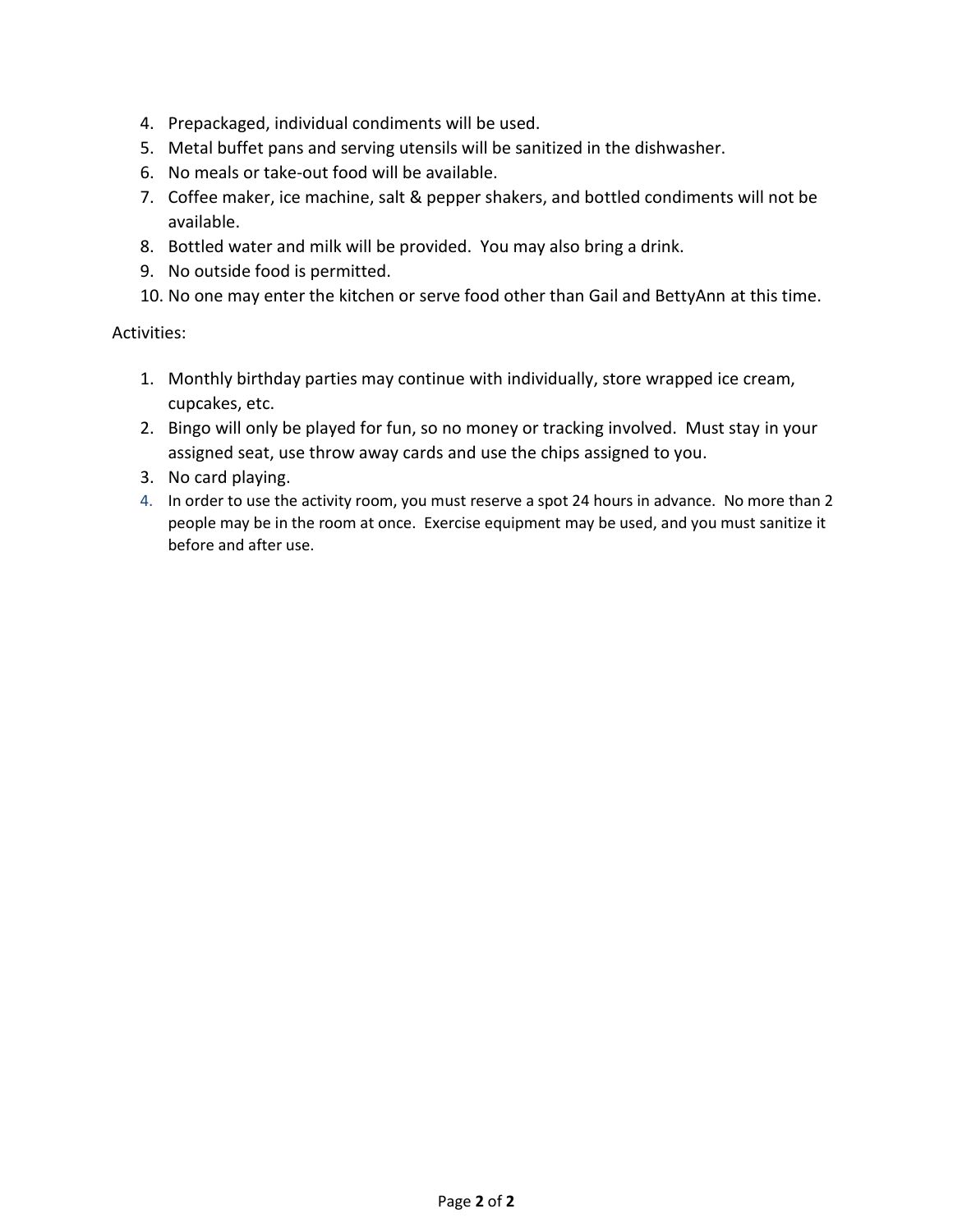4. Prepackaged, individual condiments will be used.
5. Metal buffet pans and serving utensils will be sanitized in the dishwasher.
6. No meals or take-out food will be available.
7. Coffee maker, ice machine, salt & pepper shakers, and bottled condiments will not be available.
8. Bottled water and milk will be provided. You may also bring a drink.
9. No outside food is permitted.
10. No one may enter the kitchen or serve food other than Gail and BettyAnn at this time.

Activities:

1. Monthly birthday parties may continue with individually, store wrapped ice cream, cupcakes, etc.
2. Bingo will only be played for fun, so no money or tracking involved. Must stay in your assigned seat, use throw away cards and use the chips assigned to you.
3. No card playing.
4. In order to use the activity room, you must reserve a spot 24 hours in advance. No more than 2 people may be in the room at once. Exercise equipment may be used, and you must sanitize it before and after use.